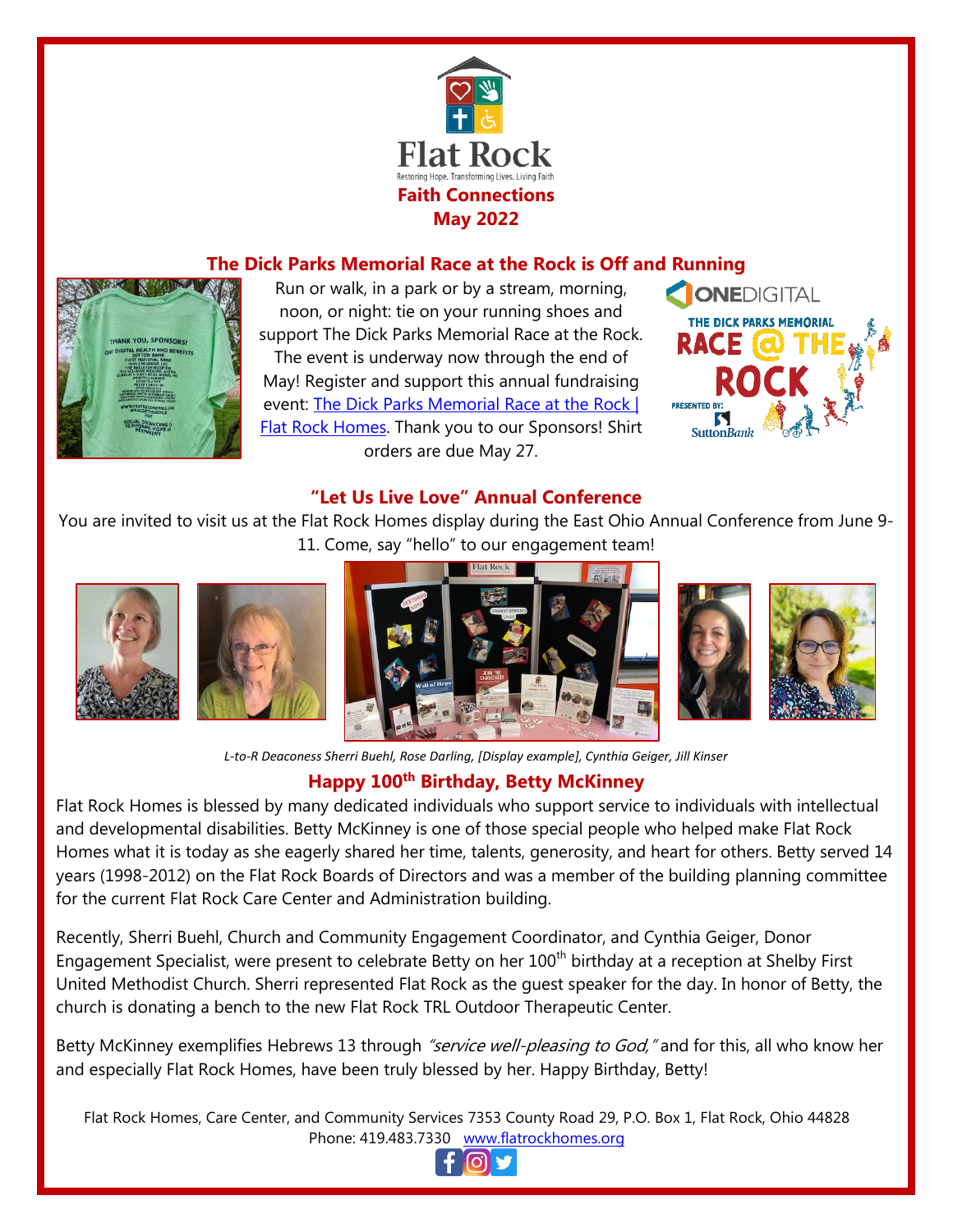Flat Rock

Restoring Hope. Transforming Lives. Living Faith

**Faith Connections**
**May 2022**

## The Dick Parks Memorial Race at the Rock is Off and Running

Run or walk, in a park or by a stream, morning, noon, or night: tie on your running shoes and support The Dick Parks Memorial Race at the Rock. The event is underway now through the end of May! Register and support this annual fundraising event: [The Dick Parks Memorial Race at the Rock | Flat Rock Homes](). Thank you to our Sponsors! Shirt orders are due May 27.

## "Let Us Live Love" Annual Conference

You are invited to visit us at the Flat Rock Homes display during the East Ohio Annual Conference from June 9-11. Come, say "hello" to our engagement team!

*L-to-R Deaconess Sherri Buehl, Rose Darling, [Display example], Cynthia Geiger, Jill Kinser*

## Happy 100th Birthday, Betty McKinney

Flat Rock Homes is blessed by many dedicated individuals who support service to individuals with intellectual and developmental disabilities. Betty McKinney is one of those special people who helped make Flat Rock Homes what it is today as she eagerly shared her time, talents, generosity, and heart for others. Betty served 14 years (1998-2012) on the Flat Rock Boards of Directors and was a member of the building planning committee for the current Flat Rock Care Center and Administration building.

Recently, Sherri Buehl, Church and Community Engagement Coordinator, and Cynthia Geiger, Donor Engagement Specialist, were present to celebrate Betty on her 100th birthday at a reception at Shelby First United Methodist Church. Sherri represented Flat Rock as the guest speaker for the day. In honor of Betty, the church is donating a bench to the new Flat Rock TRL Outdoor Therapeutic Center.

Betty McKinney exemplifies Hebrews 13 through *"service well-pleasing to God,"* and for this, all who know her and especially Flat Rock Homes, have been truly blessed by her. Happy Birthday, Betty!

Flat Rock Homes, Care Center, and Community Services 7353 County Road 29, P.O. Box 1, Flat Rock, Ohio 44828
Phone: 419.483.7330 [www.flatrockhomes.org]()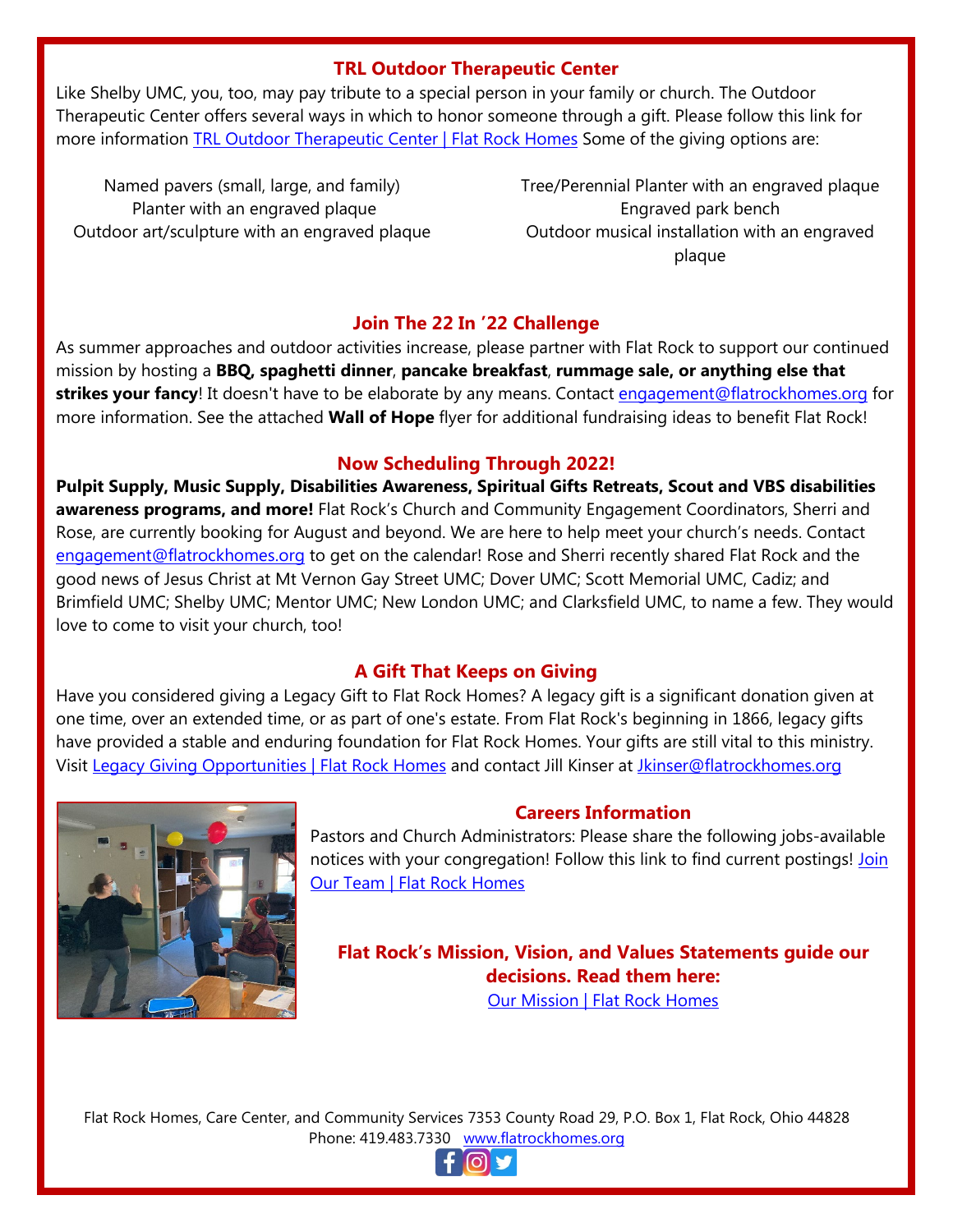## TRL Outdoor Therapeutic Center

Like Shelby UMC, you, too, may pay tribute to a special person in your family or church. The Outdoor Therapeutic Center offers several ways in which to honor someone through a gift. Please follow this link for more information TRL Outdoor Therapeutic Center | Flat Rock Homes Some of the giving options are:

Named pavers (small, large, and family)
Planter with an engraved plaque
Outdoor art/sculpture with an engraved plaque
Tree/Perennial Planter with an engraved plaque
Engraved park bench
Outdoor musical installation with an engraved plaque

## Join The 22 In '22 Challenge

As summer approaches and outdoor activities increase, please partner with Flat Rock to support our continued mission by hosting a **BBQ, spaghetti dinner**, **pancake breakfast**, **rummage sale, or anything else that strikes your fancy**! It doesn't have to be elaborate by any means. Contact engagement@flatrockhomes.org for more information. See the attached **Wall of Hope** flyer for additional fundraising ideas to benefit Flat Rock!

## Now Scheduling Through 2022!

**Pulpit Supply, Music Supply, Disabilities Awareness, Spiritual Gifts Retreats, Scout and VBS disabilities awareness programs, and more!** Flat Rock's Church and Community Engagement Coordinators, Sherri and Rose, are currently booking for August and beyond. We are here to help meet your church's needs. Contact engagement@flatrockhomes.org to get on the calendar! Rose and Sherri recently shared Flat Rock and the good news of Jesus Christ at Mt Vernon Gay Street UMC; Dover UMC; Scott Memorial UMC, Cadiz; and Brimfield UMC; Shelby UMC; Mentor UMC; New London UMC; and Clarksfield UMC, to name a few. They would love to come to visit your church, too!

## A Gift That Keeps on Giving

Have you considered giving a Legacy Gift to Flat Rock Homes? A legacy gift is a significant donation given at one time, over an extended time, or as part of one's estate. From Flat Rock's beginning in 1866, legacy gifts have provided a stable and enduring foundation for Flat Rock Homes. Your gifts are still vital to this ministry. Visit Legacy Giving Opportunities | Flat Rock Homes and contact Jill Kinser at Jkinser@flatrockhomes.org

## Careers Information

Pastors and Church Administrators: Please share the following jobs-available notices with your congregation! Follow this link to find current postings! Join Our Team | Flat Rock Homes

**Flat Rock's Mission, Vision, and Values Statements guide our decisions. Read them here:**

Our Mission | Flat Rock Homes

Flat Rock Homes, Care Center, and Community Services 7353 County Road 29, P.O. Box 1, Flat Rock, Ohio 44828
Phone: 419.483.7330 www.flatrockhomes.org